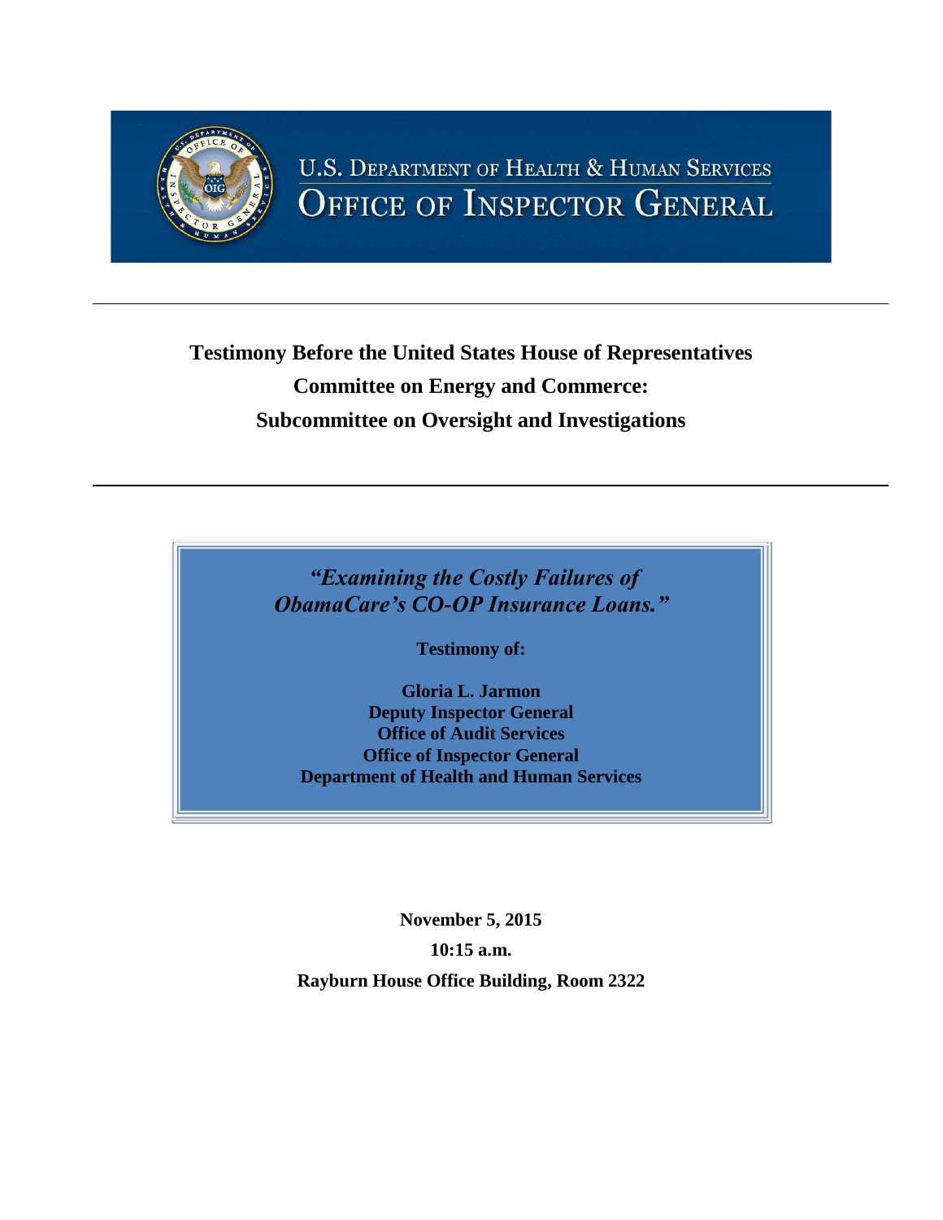U.S. DEPARTMENT OF HEALTH & HUMAN SERVICES

OFFICE OF INSPECTOR GENERAL

# Testimony Before the United States House of Representatives Committee on Energy and Commerce: Subcommittee on Oversight and Investigations

## *"Examining the Costly Failures of ObamaCare's CO-OP Insurance Loans."*

**Testimony of:**

**Gloria L. Jarmon**
**Deputy Inspector General**
**Office of Audit Services**
**Office of Inspector General**
**Department of Health and Human Services**

**November 5, 2015**

**10:15 a.m.**

**Rayburn House Office Building, Room 2322**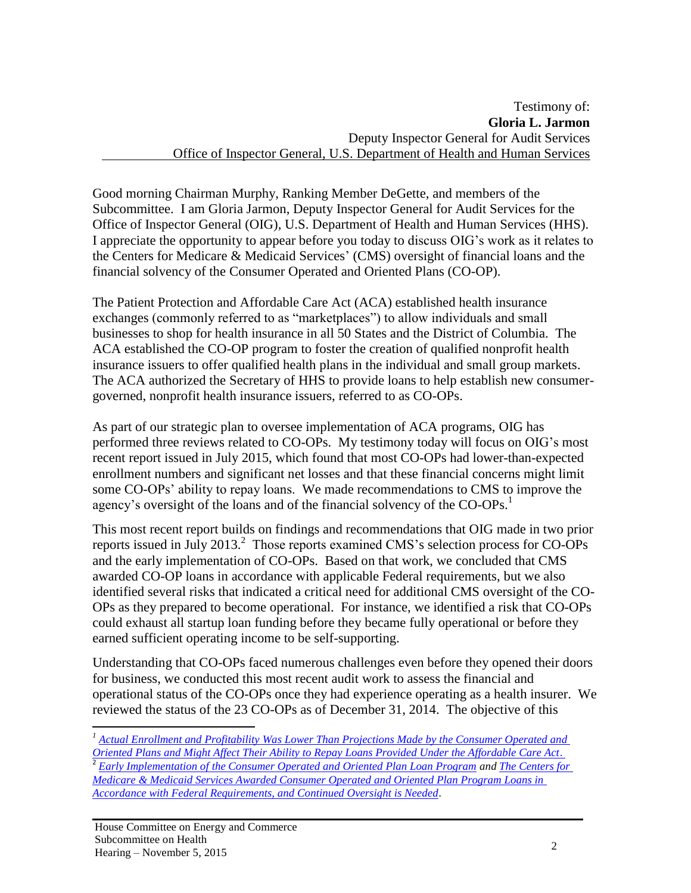Testimony of:
**Gloria L. Jarmon**
Deputy Inspector General for Audit Services
Office of Inspector General, U.S. Department of Health and Human Services

Good morning Chairman Murphy, Ranking Member DeGette, and members of the Subcommittee. I am Gloria Jarmon, Deputy Inspector General for Audit Services for the Office of Inspector General (OIG), U.S. Department of Health and Human Services (HHS). I appreciate the opportunity to appear before you today to discuss OIG's work as it relates to the Centers for Medicare & Medicaid Services' (CMS) oversight of financial loans and the financial solvency of the Consumer Operated and Oriented Plans (CO-OP).

The Patient Protection and Affordable Care Act (ACA) established health insurance exchanges (commonly referred to as "marketplaces") to allow individuals and small businesses to shop for health insurance in all 50 States and the District of Columbia. The ACA established the CO-OP program to foster the creation of qualified nonprofit health insurance issuers to offer qualified health plans in the individual and small group markets. The ACA authorized the Secretary of HHS to provide loans to help establish new consumer-governed, nonprofit health insurance issuers, referred to as CO-OPs.

As part of our strategic plan to oversee implementation of ACA programs, OIG has performed three reviews related to CO-OPs. My testimony today will focus on OIG's most recent report issued in July 2015, which found that most CO-OPs had lower-than-expected enrollment numbers and significant net losses and that these financial concerns might limit some CO-OPs' ability to repay loans. We made recommendations to CMS to improve the agency's oversight of the loans and of the financial solvency of the CO-OPs.[1]

This most recent report builds on findings and recommendations that OIG made in two prior reports issued in July 2013.[2] Those reports examined CMS's selection process for CO-OPs and the early implementation of CO-OPs. Based on that work, we concluded that CMS awarded CO-OP loans in accordance with applicable Federal requirements, but we also identified several risks that indicated a critical need for additional CMS oversight of the CO-OPs as they prepared to become operational. For instance, we identified a risk that CO-OPs could exhaust all startup loan funding before they became fully operational or before they earned sufficient operating income to be self-supporting.

Understanding that CO-OPs faced numerous challenges even before they opened their doors for business, we conducted this most recent audit work to assess the financial and operational status of the CO-OPs once they had experience operating as a health insurer. We reviewed the status of the 23 CO-OPs as of December 31, 2014. The objective of this

---

[1] *Actual Enrollment and Profitability Was Lower Than Projections Made by the Consumer Operated and Oriented Plans and Might Affect Their Ability to Repay Loans Provided Under the Affordable Care Act.*

[2] *Early Implementation of the Consumer Operated and Oriented Plan Loan Program* and *The Centers for Medicare & Medicaid Services Awarded Consumer Operated and Oriented Plan Program Loans in Accordance with Federal Requirements, and Continued Oversight is Needed*.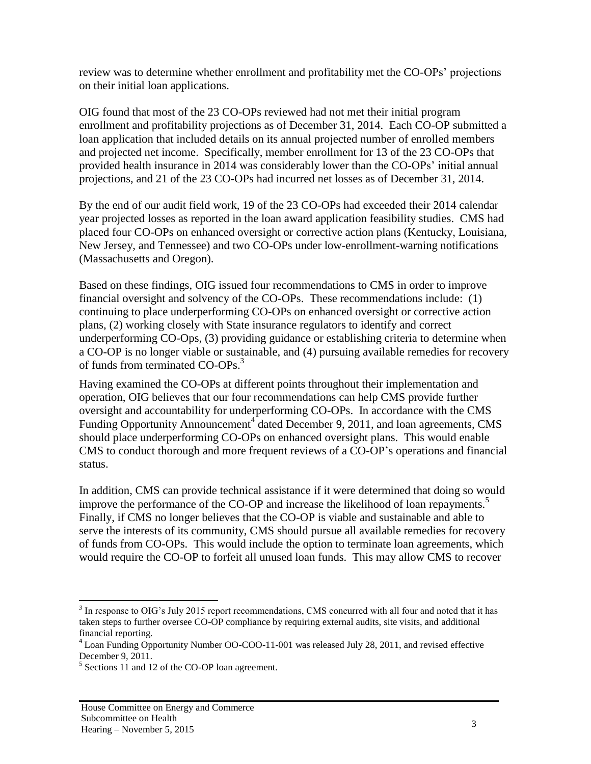review was to determine whether enrollment and profitability met the CO-OPs' projections on their initial loan applications.

OIG found that most of the 23 CO-OPs reviewed had not met their initial program enrollment and profitability projections as of December 31, 2014. Each CO-OP submitted a loan application that included details on its annual projected number of enrolled members and projected net income. Specifically, member enrollment for 13 of the 23 CO-OPs that provided health insurance in 2014 was considerably lower than the CO-OPs' initial annual projections, and 21 of the 23 CO-OPs had incurred net losses as of December 31, 2014.

By the end of our audit field work, 19 of the 23 CO-OPs had exceeded their 2014 calendar year projected losses as reported in the loan award application feasibility studies. CMS had placed four CO-OPs on enhanced oversight or corrective action plans (Kentucky, Louisiana, New Jersey, and Tennessee) and two CO-OPs under low-enrollment-warning notifications (Massachusetts and Oregon).

Based on these findings, OIG issued four recommendations to CMS in order to improve financial oversight and solvency of the CO-OPs. These recommendations include: (1) continuing to place underperforming CO-OPs on enhanced oversight or corrective action plans, (2) working closely with State insurance regulators to identify and correct underperforming CO-Ops, (3) providing guidance or establishing criteria to determine when a CO-OP is no longer viable or sustainable, and (4) pursuing available remedies for recovery of funds from terminated CO-OPs.[3]

Having examined the CO-OPs at different points throughout their implementation and operation, OIG believes that our four recommendations can help CMS provide further oversight and accountability for underperforming CO-OPs. In accordance with the CMS Funding Opportunity Announcement[4] dated December 9, 2011, and loan agreements, CMS should place underperforming CO-OPs on enhanced oversight plans. This would enable CMS to conduct thorough and more frequent reviews of a CO-OP's operations and financial status.

In addition, CMS can provide technical assistance if it were determined that doing so would improve the performance of the CO-OP and increase the likelihood of loan repayments.[5] Finally, if CMS no longer believes that the CO-OP is viable and sustainable and able to serve the interests of its community, CMS should pursue all available remedies for recovery of funds from CO-OPs. This would include the option to terminate loan agreements, which would require the CO-OP to forfeit all unused loan funds. This may allow CMS to recover

---

[3] In response to OIG's July 2015 report recommendations, CMS concurred with all four and noted that it has taken steps to further oversee CO-OP compliance by requiring external audits, site visits, and additional financial reporting.

[4] Loan Funding Opportunity Number OO-COO-11-001 was released July 28, 2011, and revised effective December 9, 2011.

[5] Sections 11 and 12 of the CO-OP loan agreement.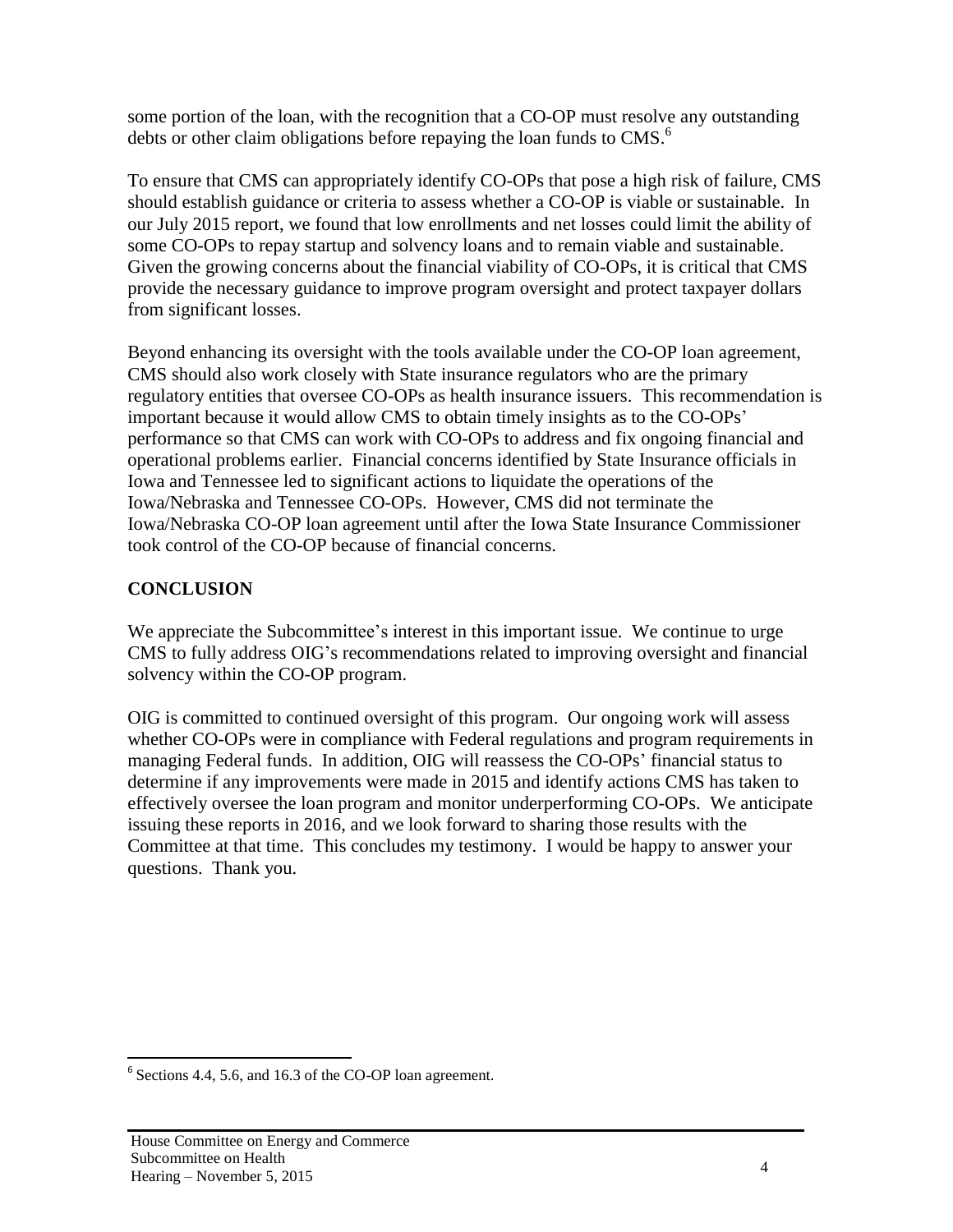some portion of the loan, with the recognition that a CO-OP must resolve any outstanding debts or other claim obligations before repaying the loan funds to CMS.[6]

To ensure that CMS can appropriately identify CO-OPs that pose a high risk of failure, CMS should establish guidance or criteria to assess whether a CO-OP is viable or sustainable. In our July 2015 report, we found that low enrollments and net losses could limit the ability of some CO-OPs to repay startup and solvency loans and to remain viable and sustainable. Given the growing concerns about the financial viability of CO-OPs, it is critical that CMS provide the necessary guidance to improve program oversight and protect taxpayer dollars from significant losses.

Beyond enhancing its oversight with the tools available under the CO-OP loan agreement, CMS should also work closely with State insurance regulators who are the primary regulatory entities that oversee CO-OPs as health insurance issuers. This recommendation is important because it would allow CMS to obtain timely insights as to the CO-OPs' performance so that CMS can work with CO-OPs to address and fix ongoing financial and operational problems earlier. Financial concerns identified by State Insurance officials in Iowa and Tennessee led to significant actions to liquidate the operations of the Iowa/Nebraska and Tennessee CO-OPs. However, CMS did not terminate the Iowa/Nebraska CO-OP loan agreement until after the Iowa State Insurance Commissioner took control of the CO-OP because of financial concerns.

## CONCLUSION

We appreciate the Subcommittee's interest in this important issue. We continue to urge CMS to fully address OIG's recommendations related to improving oversight and financial solvency within the CO-OP program.

OIG is committed to continued oversight of this program. Our ongoing work will assess whether CO-OPs were in compliance with Federal regulations and program requirements in managing Federal funds. In addition, OIG will reassess the CO-OPs' financial status to determine if any improvements were made in 2015 and identify actions CMS has taken to effectively oversee the loan program and monitor underperforming CO-OPs. We anticipate issuing these reports in 2016, and we look forward to sharing those results with the Committee at that time. This concludes my testimony. I would be happy to answer your questions. Thank you.

[6] Sections 4.4, 5.6, and 16.3 of the CO-OP loan agreement.